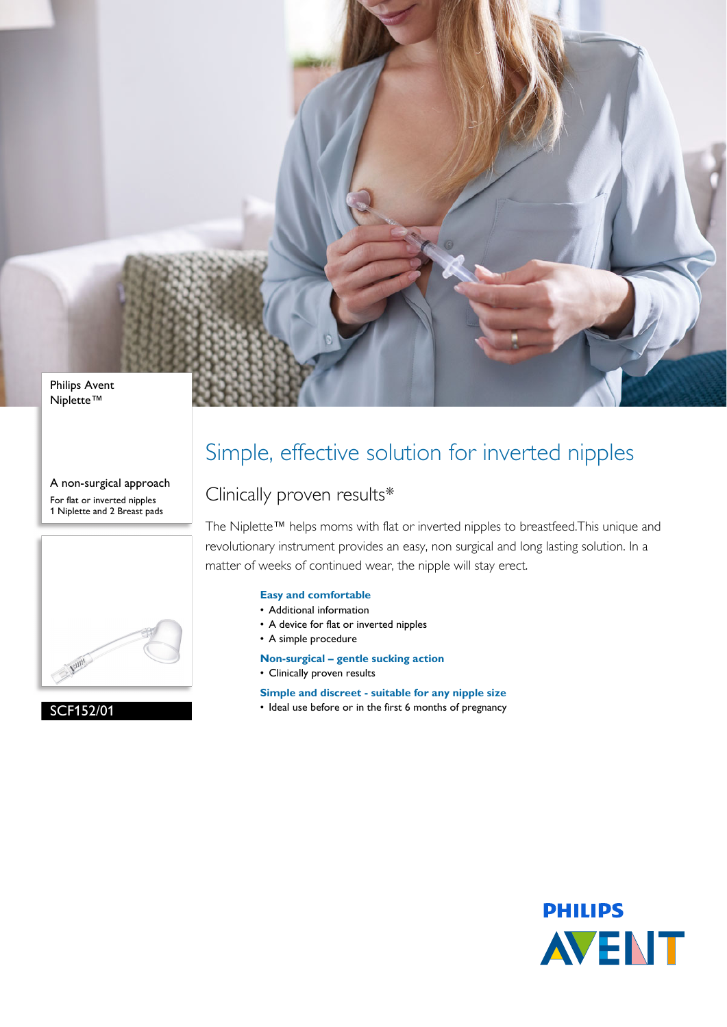Philips Avent
Niplette™

A non-surgical approach

For flat or inverted nipples
1 Niplette and 2 Breast pads

SCF152/01

# Simple, effective solution for inverted nipples

## Clinically proven results*

The Niplette™ helps moms with flat or inverted nipples to breastfeed.This unique and revolutionary instrument provides an easy, non surgical and long lasting solution. In a matter of weeks of continued wear, the nipple will stay erect.

**Easy and comfortable**

- Additional information
- A device for flat or inverted nipples
- A simple procedure

**Non-surgical – gentle sucking action**

- Clinically proven results

**Simple and discreet - suitable for any nipple size**

- Ideal use before or in the first 6 months of pregnancy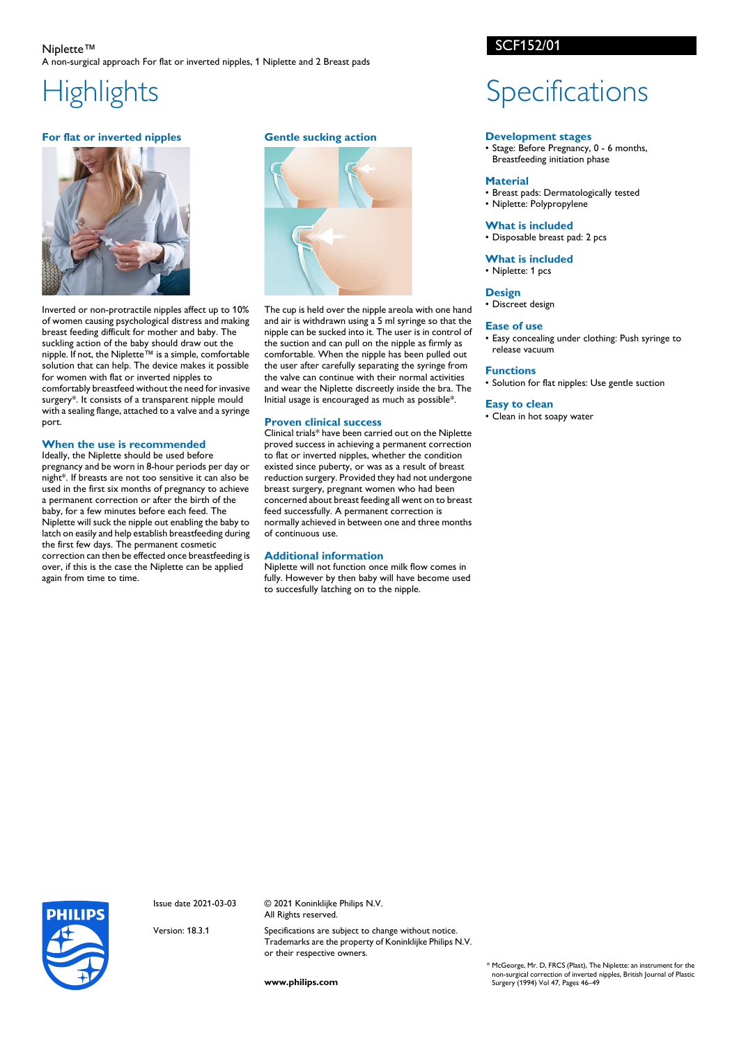Niplette™

A non-surgical approach For flat or inverted nipples, 1 Niplette and 2 Breast pads

SCF152/01

# Highlights

## For flat or inverted nipples

Inverted or non-protractile nipples affect up to 10% of women causing psychological distress and making breast feeding difficult for mother and baby. The suckling action of the baby should draw out the nipple. If not, the Niplette™ is a simple, comfortable solution that can help. The device makes it possible for women with flat or inverted nipples to comfortably breastfeed without the need for invasive surgery*. It consists of a transparent nipple mould with a sealing flange, attached to a valve and a syringe port.

## When the use is recommended

Ideally, the Niplette should be used before pregnancy and be worn in 8-hour periods per day or night*. If breasts are not too sensitive it can also be used in the first six months of pregnancy to achieve a permanent correction or after the birth of the baby, for a few minutes before each feed. The Niplette will suck the nipple out enabling the baby to latch on easily and help establish breastfeeding during the first few days. The permanent cosmetic correction can then be effected once breastfeeding is over, if this is the case the Niplette can be applied again from time to time.

## Gentle sucking action

The cup is held over the nipple areola with one hand and air is withdrawn using a 5 ml syringe so that the nipple can be sucked into it. The user is in control of the suction and can pull on the nipple as firmly as comfortable. When the nipple has been pulled out the user after carefully separating the syringe from the valve can continue with their normal activities and wear the Niplette discreetly inside the bra. The Initial usage is encouraged as much as possible*.

## Proven clinical success

Clinical trials* have been carried out on the Niplette proved success in achieving a permanent correction to flat or inverted nipples, whether the condition existed since puberty, or was as a result of breast reduction surgery. Provided they had not undergone breast surgery, pregnant women who had been concerned about breast feeding all went on to breast feed successfully. A permanent correction is normally achieved in between one and three months of continuous use.

## Additional information

Niplette will not function once milk flow comes in fully. However by then baby will have become used to succesfully latching on to the nipple.

# Specifications

## Development stages

- Stage: Before Pregnancy, 0 - 6 months, Breastfeeding initiation phase

## Material

- Breast pads: Dermatologically tested
- Niplette: Polypropylene

## What is included

- Disposable breast pad: 2 pcs

## What is included

- Niplette: 1 pcs

## Design

- Discreet design

## Ease of use

- Easy concealing under clothing: Push syringe to release vacuum

## Functions

- Solution for flat nipples: Use gentle suction

## Easy to clean

- Clean in hot soapy water

Issue date 2021-03-03

Version: 18.3.1

© 2021 Koninklijke Philips N.V.
All Rights reserved.

Specifications are subject to change without notice. Trademarks are the property of Koninklijke Philips N.V. or their respective owners.

**www.philips.com**

* McGeorge, Mr. D, FRCS (Plast), The Niplette: an instrument for the non-surgical correction of inverted nipples, British Journal of Plastic Surgery (1994) Vol 47, Pages 46–49